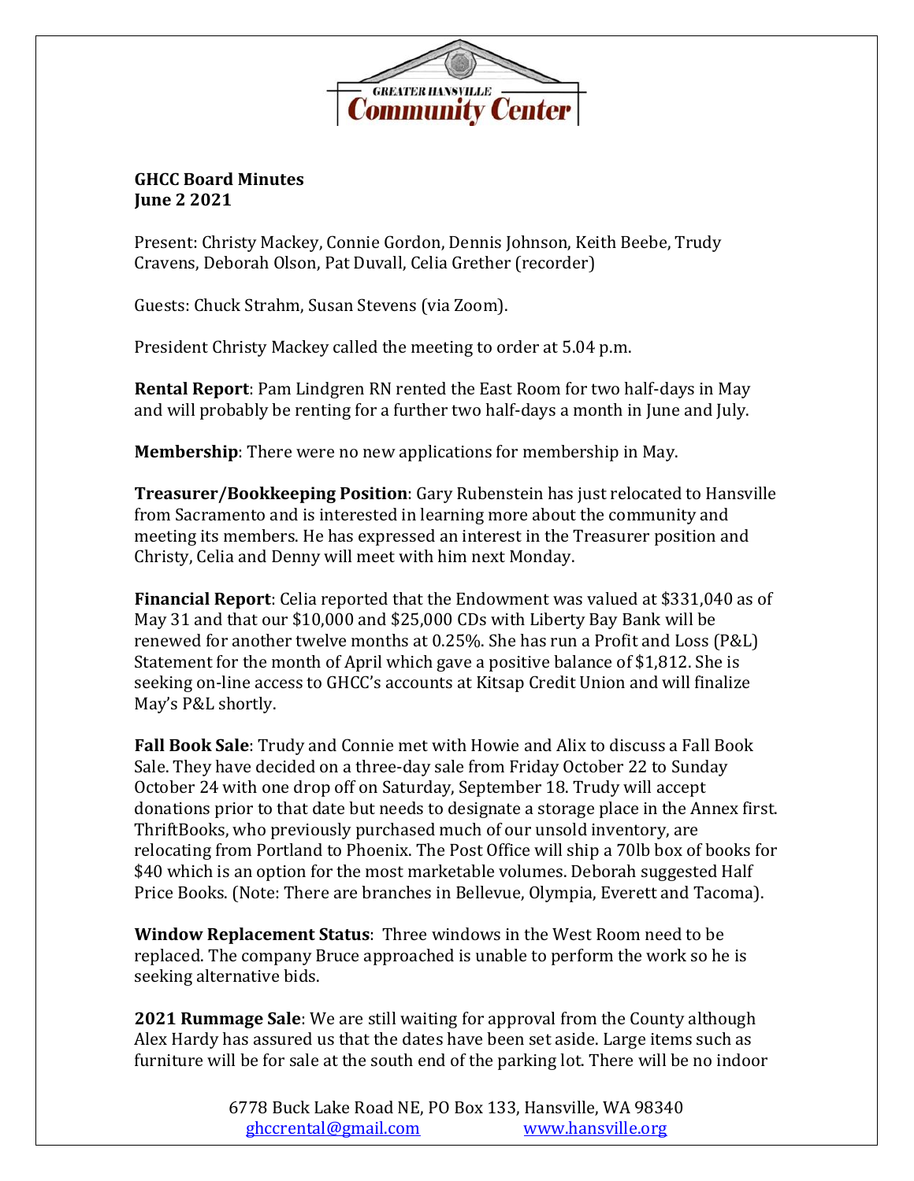**GHCC Board Minutes**
**June 2 2021**

Present: Christy Mackey, Connie Gordon, Dennis Johnson, Keith Beebe, Trudy Cravens, Deborah Olson, Pat Duvall, Celia Grether (recorder)

Guests: Chuck Strahm, Susan Stevens (via Zoom).

President Christy Mackey called the meeting to order at 5.04 p.m.

**Rental Report**: Pam Lindgren RN rented the East Room for two half-days in May and will probably be renting for a further two half-days a month in June and July.

**Membership**: There were no new applications for membership in May.

**Treasurer/Bookkeeping Position**: Gary Rubenstein has just relocated to Hansville from Sacramento and is interested in learning more about the community and meeting its members. He has expressed an interest in the Treasurer position and Christy, Celia and Denny will meet with him next Monday.

**Financial Report**: Celia reported that the Endowment was valued at $331,040 as of May 31 and that our $10,000 and $25,000 CDs with Liberty Bay Bank will be renewed for another twelve months at 0.25%. She has run a Profit and Loss (P&L) Statement for the month of April which gave a positive balance of $1,812. She is seeking on-line access to GHCC's accounts at Kitsap Credit Union and will finalize May's P&L shortly.

**Fall Book Sale**: Trudy and Connie met with Howie and Alix to discuss a Fall Book Sale. They have decided on a three-day sale from Friday October 22 to Sunday October 24 with one drop off on Saturday, September 18. Trudy will accept donations prior to that date but needs to designate a storage place in the Annex first. ThriftBooks, who previously purchased much of our unsold inventory, are relocating from Portland to Phoenix. The Post Office will ship a 70lb box of books for $40 which is an option for the most marketable volumes. Deborah suggested Half Price Books. (Note: There are branches in Bellevue, Olympia, Everett and Tacoma).

**Window Replacement Status**: Three windows in the West Room need to be replaced. The company Bruce approached is unable to perform the work so he is seeking alternative bids.

**2021 Rummage Sale**: We are still waiting for approval from the County although Alex Hardy has assured us that the dates have been set aside. Large items such as furniture will be for sale at the south end of the parking lot. There will be no indoor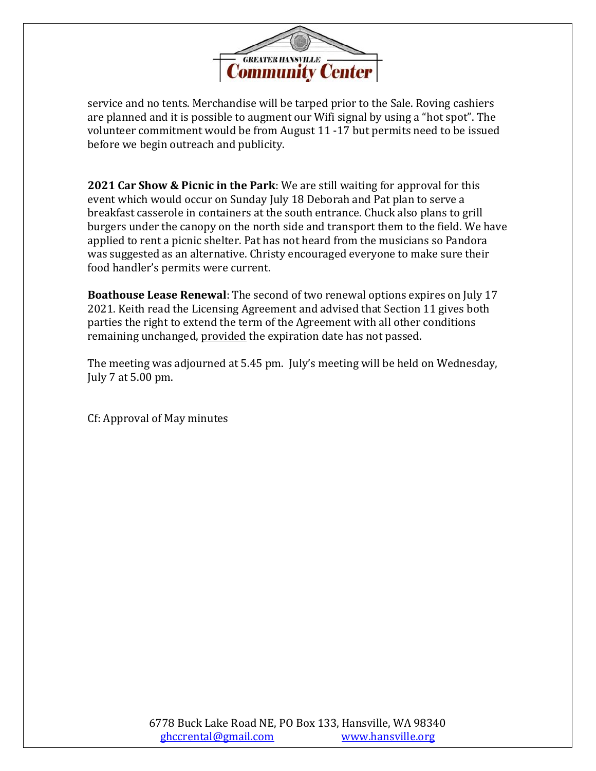service and no tents. Merchandise will be tarped prior to the Sale. Roving cashiers are planned and it is possible to augment our Wifi signal by using a "hot spot". The volunteer commitment would be from August 11 -17 but permits need to be issued before we begin outreach and publicity.

**2021 Car Show & Picnic in the Park**: We are still waiting for approval for this event which would occur on Sunday July 18 Deborah and Pat plan to serve a breakfast casserole in containers at the south entrance. Chuck also plans to grill burgers under the canopy on the north side and transport them to the field. We have applied to rent a picnic shelter. Pat has not heard from the musicians so Pandora was suggested as an alternative. Christy encouraged everyone to make sure their food handler's permits were current.

**Boathouse Lease Renewal**: The second of two renewal options expires on July 17 2021. Keith read the Licensing Agreement and advised that Section 11 gives both parties the right to extend the term of the Agreement with all other conditions remaining unchanged, provided the expiration date has not passed.

The meeting was adjourned at 5.45 pm. July's meeting will be held on Wednesday, July 7 at 5.00 pm.

Cf: Approval of May minutes